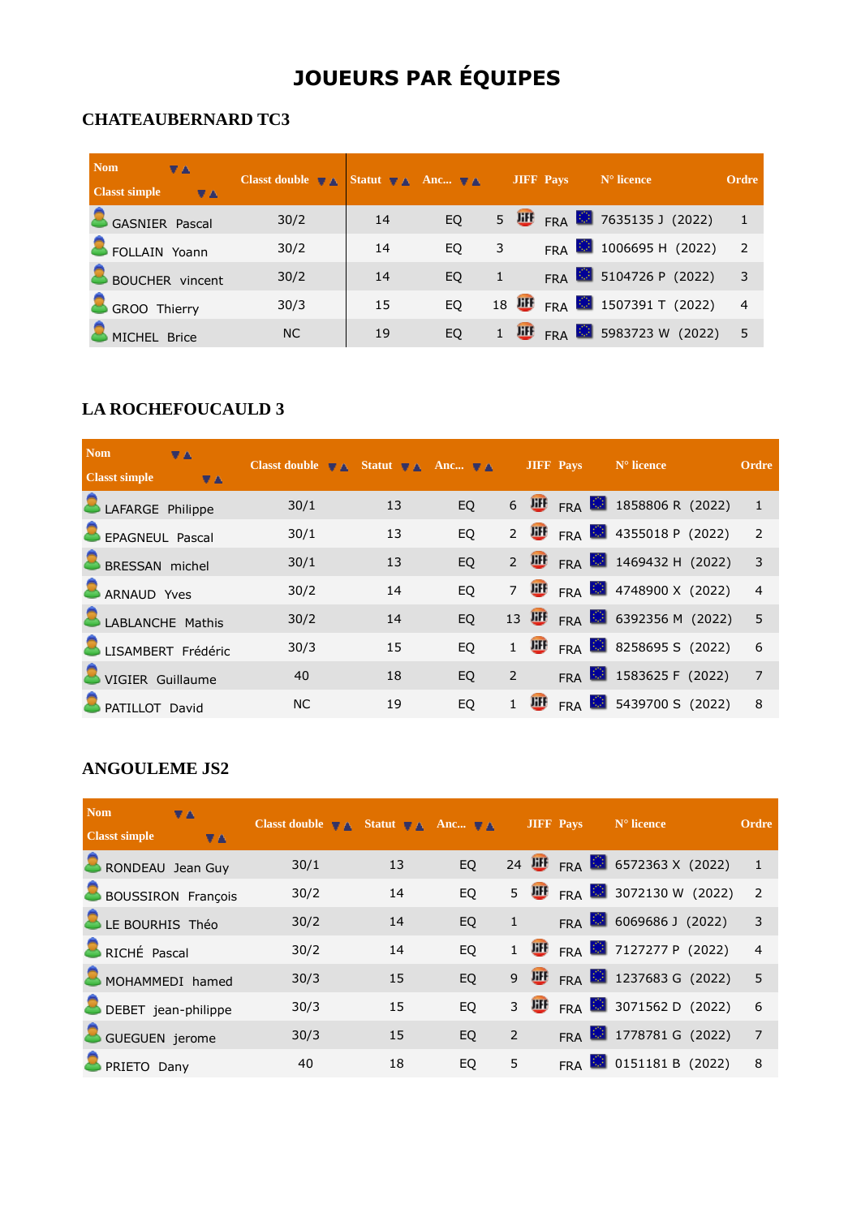# JOUEURS PAR ÉQUIPES

## CHATEAUBERNARD TC3

| Nom / Classt simple | Classt double | Statut | Anc... | JIFF | Pays | N° licence | Ordre |
|---|---|---|---|---|---|---|---|
| GASNIER Pascal | 30/2 | 14 | EQ | 5 JIFF | FRA | 7635135 J (2022) | 1 |
| FOLLAIN Yoann | 30/2 | 14 | EQ | 3 | FRA | 1006695 H (2022) | 2 |
| BOUCHER vincent | 30/2 | 14 | EQ | 1 | FRA | 5104726 P (2022) | 3 |
| GROO Thierry | 30/3 | 15 | EQ | 18 JIFF | FRA | 1507391 T (2022) | 4 |
| MICHEL Brice | NC | 19 | EQ | 1 JIFF | FRA | 5983723 W (2022) | 5 |

## LA ROCHEFOUCAULD 3

| Nom / Classt simple | Classt double | Statut | Anc... | JIFF | Pays | N° licence | Ordre |
|---|---|---|---|---|---|---|---|
| LAFARGE Philippe | 30/1 | 13 | EQ | 6 JIFF | FRA | 1858806 R (2022) | 1 |
| EPAGNEUL Pascal | 30/1 | 13 | EQ | 2 JIFF | FRA | 4355018 P (2022) | 2 |
| BRESSAN michel | 30/1 | 13 | EQ | 2 JIFF | FRA | 1469432 H (2022) | 3 |
| ARNAUD Yves | 30/2 | 14 | EQ | 7 JIFF | FRA | 4748900 X (2022) | 4 |
| LABLANCHE Mathis | 30/2 | 14 | EQ | 13 JIFF | FRA | 6392356 M (2022) | 5 |
| LISAMBERT Frédéric | 30/3 | 15 | EQ | 1 JIFF | FRA | 8258695 S (2022) | 6 |
| VIGIER Guillaume | 40 | 18 | EQ | 2 | FRA | 1583625 F (2022) | 7 |
| PATILLOT David | NC | 19 | EQ | 1 JIFF | FRA | 5439700 S (2022) | 8 |

## ANGOULEME JS2

| Nom / Classt simple | Classt double | Statut | Anc... | JIFF | Pays | N° licence | Ordre |
|---|---|---|---|---|---|---|---|
| RONDEAU Jean Guy | 30/1 | 13 | EQ | 24 JIFF | FRA | 6572363 X (2022) | 1 |
| BOUSSIRON François | 30/2 | 14 | EQ | 5 JIFF | FRA | 3072130 W (2022) | 2 |
| LE BOURHIS Théo | 30/2 | 14 | EQ | 1 | FRA | 6069686 J (2022) | 3 |
| RICHÉ Pascal | 30/2 | 14 | EQ | 1 JIFF | FRA | 7127277 P (2022) | 4 |
| MOHAMMEDI hamed | 30/3 | 15 | EQ | 9 JIFF | FRA | 1237683 G (2022) | 5 |
| DEBET jean-philippe | 30/3 | 15 | EQ | 3 JIFF | FRA | 3071562 D (2022) | 6 |
| GUEGUEN jerome | 30/3 | 15 | EQ | 2 | FRA | 1778781 G (2022) | 7 |
| PRIETO Dany | 40 | 18 | EQ | 5 | FRA | 0151181 B (2022) | 8 |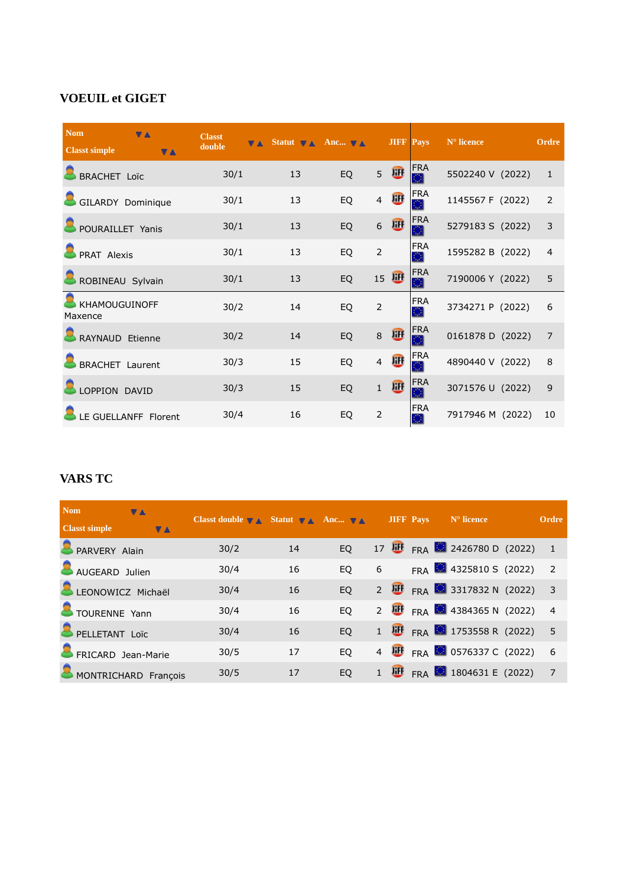### VOEUIL et GIGET

| Nom / Classt simple | Classt double | Statut | Anc... | JIFF | Pays | N° licence | Ordre |
|---|---|---|---|---|---|---|---|
| BRACHET Loïc | 30/1 | 13 | EQ | 5 | FRA | 5502240 V (2022) | 1 |
| GILARDY Dominique | 30/1 | 13 | EQ | 4 | FRA | 1145567 F (2022) | 2 |
| POURAILLET Yanis | 30/1 | 13 | EQ | 6 | FRA | 5279183 S (2022) | 3 |
| PRAT Alexis | 30/1 | 13 | EQ | 2 | FRA | 1595282 B (2022) | 4 |
| ROBINEAU Sylvain | 30/1 | 13 | EQ | 15 | FRA | 7190006 Y (2022) | 5 |
| KHAMOUGUINOFF Maxence | 30/2 | 14 | EQ | 2 | FRA | 3734271 P (2022) | 6 |
| RAYNAUD Etienne | 30/2 | 14 | EQ | 8 | FRA | 0161878 D (2022) | 7 |
| BRACHET Laurent | 30/3 | 15 | EQ | 4 | FRA | 4890440 V (2022) | 8 |
| LOPPION DAVID | 30/3 | 15 | EQ | 1 | FRA | 3071576 U (2022) | 9 |
| LE GUELLANFF Florent | 30/4 | 16 | EQ | 2 | FRA | 7917946 M (2022) | 10 |

### VARS TC

| Nom / Classt simple | Classt double | Statut | Anc... | JIFF | Pays | N° licence | Ordre |
|---|---|---|---|---|---|---|---|
| PARVERY Alain | 30/2 | 14 | EQ | 17 | FRA | 2426780 D (2022) | 1 |
| AUGEARD Julien | 30/4 | 16 | EQ | 6 | FRA | 4325810 S (2022) | 2 |
| LEONOWICZ Michaël | 30/4 | 16 | EQ | 2 | FRA | 3317832 N (2022) | 3 |
| TOURENNE Yann | 30/4 | 16 | EQ | 2 | FRA | 4384365 N (2022) | 4 |
| PELLETANT Loïc | 30/4 | 16 | EQ | 1 | FRA | 1753558 R (2022) | 5 |
| FRICARD Jean-Marie | 30/5 | 17 | EQ | 4 | FRA | 0576337 C (2022) | 6 |
| MONTRICHARD François | 30/5 | 17 | EQ | 1 | FRA | 1804631 E (2022) | 7 |